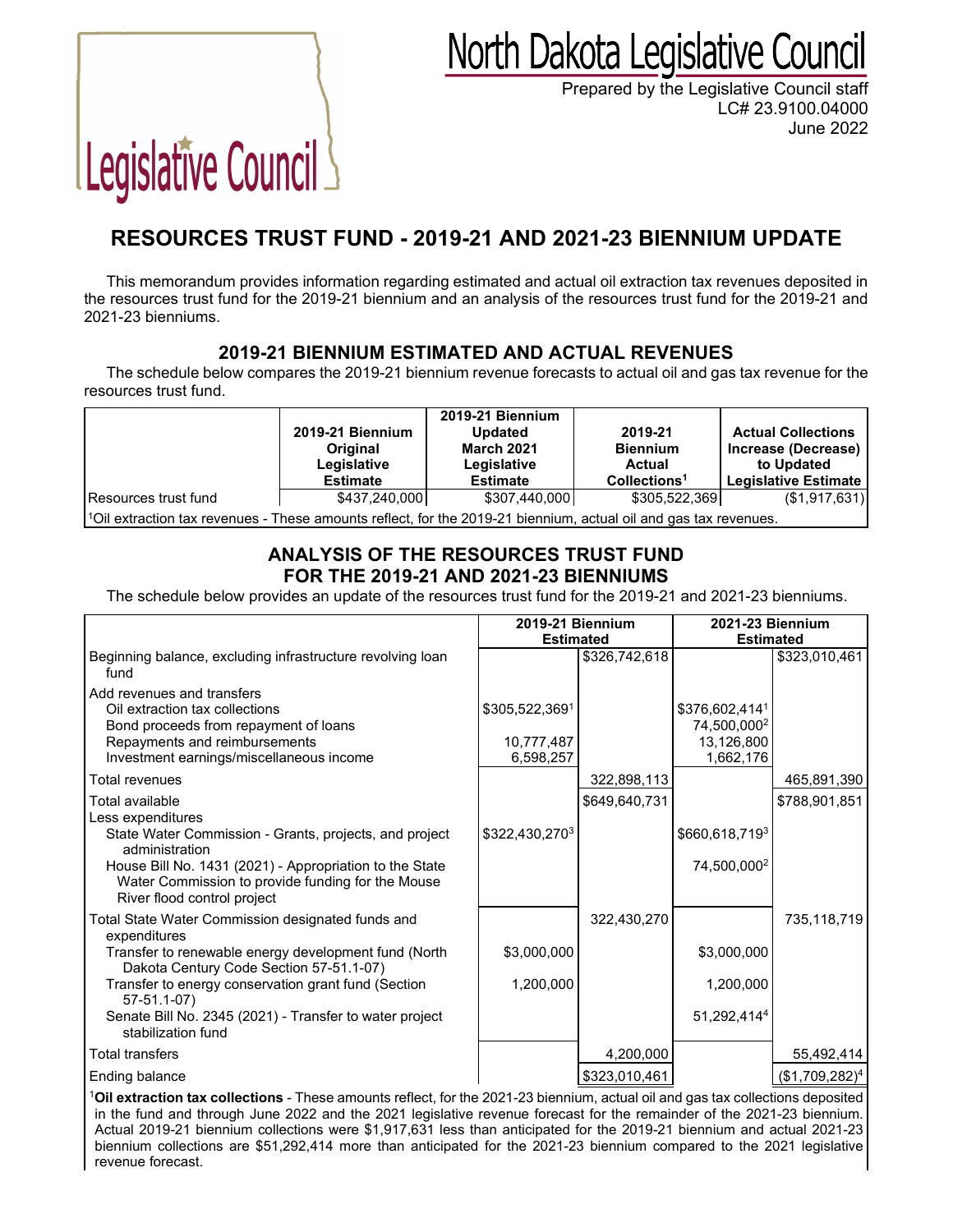North Dakota Legislative Council

Prepared by the Legislative Council staff
LC# 23.9100.04000
June 2022

# RESOURCES TRUST FUND - 2019-21 AND 2021-23 BIENNIUM UPDATE

This memorandum provides information regarding estimated and actual oil extraction tax revenues deposited in the resources trust fund for the 2019-21 biennium and an analysis of the resources trust fund for the 2019-21 and 2021-23 bienniums.

## 2019-21 BIENNIUM ESTIMATED AND ACTUAL REVENUES

The schedule below compares the 2019-21 biennium revenue forecasts to actual oil and gas tax revenue for the resources trust fund.

| | 2019-21 Biennium Original Legislative Estimate | 2019-21 Biennium Updated March 2021 Legislative Estimate | 2019-21 Biennium Actual Collections[1] | Actual Collections Increase (Decrease) to Updated Legislative Estimate |
|---|---|---|---|---|
| Resources trust fund | $437,240,000 | $307,440,000 | $305,522,369 | ($1,917,631) |

[1]Oil extraction tax revenues - These amounts reflect, for the 2019-21 biennium, actual oil and gas tax revenues.

## ANALYSIS OF THE RESOURCES TRUST FUND FOR THE 2019-21 AND 2021-23 BIENNIUMS

The schedule below provides an update of the resources trust fund for the 2019-21 and 2021-23 bienniums.

| | 2019-21 Biennium Estimated | | 2021-23 Biennium Estimated | |
|---|---|---|---|---|
| Beginning balance, excluding infrastructure revolving loan fund | | $326,742,618 | | $323,010,461 |
| Add revenues and transfers | | | | |
| Oil extraction tax collections | $305,522,369[1] | | $376,602,414[1] | |
| Bond proceeds from repayment of loans | | | 74,500,000[2] | |
| Repayments and reimbursements | 10,777,487 | | 13,126,800 | |
| Investment earnings/miscellaneous income | 6,598,257 | | 1,662,176 | |
| Total revenues | | 322,898,113 | | 465,891,390 |
| Total available | | $649,640,731 | | $788,901,851 |
| Less expenditures | | | | |
| State Water Commission - Grants, projects, and project administration | $322,430,270[3] | | $660,618,719[3] | |
| House Bill No. 1431 (2021) - Appropriation to the State Water Commission to provide funding for the Mouse River flood control project | | | 74,500,000[2] | |
| Total State Water Commission designated funds and expenditures | | 322,430,270 | | 735,118,719 |
| Transfer to renewable energy development fund (North Dakota Century Code Section 57-51.1-07) | $3,000,000 | | $3,000,000 | |
| Transfer to energy conservation grant fund (Section 57-51.1-07) | 1,200,000 | | 1,200,000 | |
| Senate Bill No. 2345 (2021) - Transfer to water project stabilization fund | | | 51,292,414[4] | |
| Total transfers | | 4,200,000 | | 55,492,414 |
| Ending balance | | $323,010,461 | | ($1,709,282)[4] |

[1]**Oil extraction tax collections** - These amounts reflect, for the 2021-23 biennium, actual oil and gas tax collections deposited in the fund and through June 2022 and the 2021 legislative revenue forecast for the remainder of the 2021-23 biennium. Actual 2019-21 biennium collections were $1,917,631 less than anticipated for the 2019-21 biennium and actual 2021-23 biennium collections are $51,292,414 more than anticipated for the 2021-23 biennium compared to the 2021 legislative revenue forecast.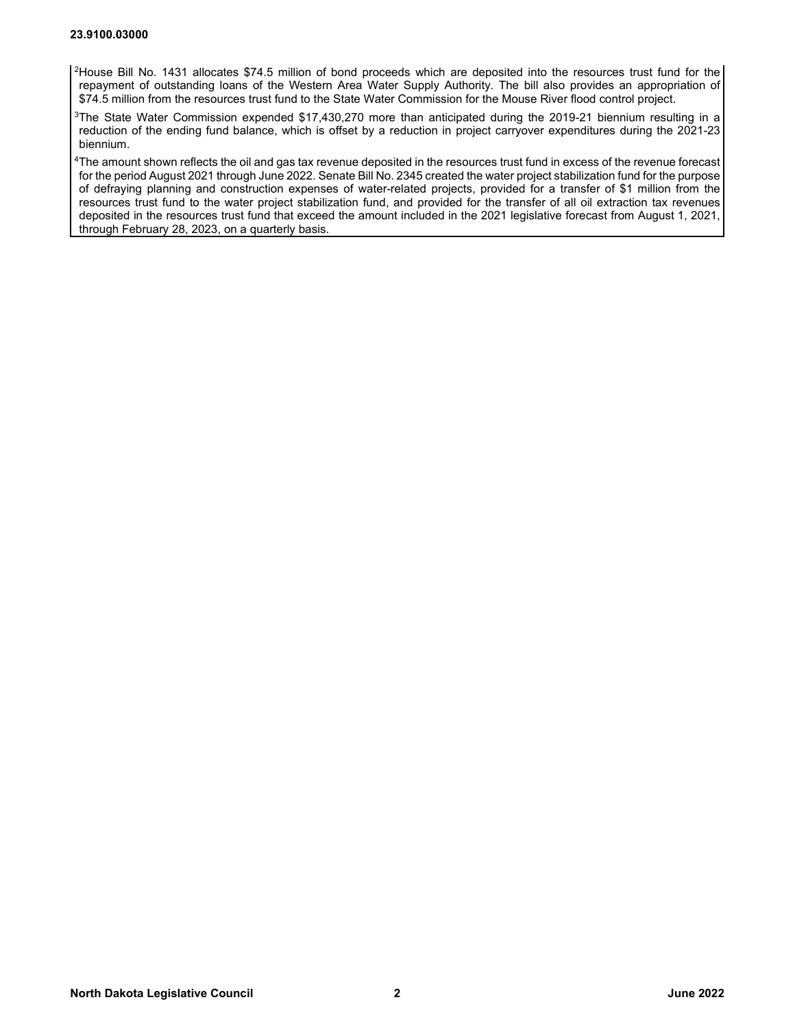[2]House Bill No. 1431 allocates $74.5 million of bond proceeds which are deposited into the resources trust fund for the repayment of outstanding loans of the Western Area Water Supply Authority. The bill also provides an appropriation of $74.5 million from the resources trust fund to the State Water Commission for the Mouse River flood control project.

[3]The State Water Commission expended $17,430,270 more than anticipated during the 2019-21 biennium resulting in a reduction of the ending fund balance, which is offset by a reduction in project carryover expenditures during the 2021-23 biennium.

[4]The amount shown reflects the oil and gas tax revenue deposited in the resources trust fund in excess of the revenue forecast for the period August 2021 through June 2022. Senate Bill No. 2345 created the water project stabilization fund for the purpose of defraying planning and construction expenses of water-related projects, provided for a transfer of $1 million from the resources trust fund to the water project stabilization fund, and provided for the transfer of all oil extraction tax revenues deposited in the resources trust fund that exceed the amount included in the 2021 legislative forecast from August 1, 2021, through February 28, 2023, on a quarterly basis.